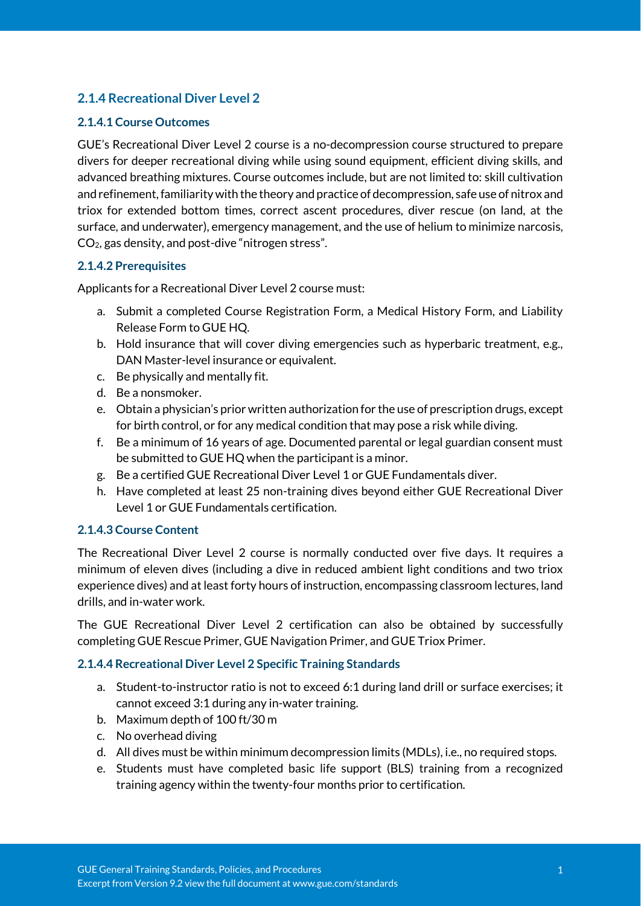### 2.1.4 Recreational Diver Level 2

#### 2.1.4.1 Course Outcomes

GUE's Recreational Diver Level 2 course is a no-decompression course structured to prepare divers for deeper recreational diving while using sound equipment, efficient diving skills, and advanced breathing mixtures. Course outcomes include, but are not limited to: skill cultivation and refinement, familiarity with the theory and practice of decompression, safe use of nitrox and triox for extended bottom times, correct ascent procedures, diver rescue (on land, at the surface, and underwater), emergency management, and the use of helium to minimize narcosis, $CO_2$, gas density, and post-dive "nitrogen stress".

#### 2.1.4.2 Prerequisites

Applicants for a Recreational Diver Level 2 course must:

a. Submit a completed Course Registration Form, a Medical History Form, and Liability Release Form to GUE HQ.
b. Hold insurance that will cover diving emergencies such as hyperbaric treatment, e.g., DAN Master-level insurance or equivalent.
c. Be physically and mentally fit.
d. Be a nonsmoker.
e. Obtain a physician's prior written authorization for the use of prescription drugs, except for birth control, or for any medical condition that may pose a risk while diving.
f. Be a minimum of 16 years of age. Documented parental or legal guardian consent must be submitted to GUE HQ when the participant is a minor.
g. Be a certified GUE Recreational Diver Level 1 or GUE Fundamentals diver.
h. Have completed at least 25 non-training dives beyond either GUE Recreational Diver Level 1 or GUE Fundamentals certification.

#### 2.1.4.3 Course Content

The Recreational Diver Level 2 course is normally conducted over five days. It requires a minimum of eleven dives (including a dive in reduced ambient light conditions and two triox experience dives) and at least forty hours of instruction, encompassing classroom lectures, land drills, and in-water work.

The GUE Recreational Diver Level 2 certification can also be obtained by successfully completing GUE Rescue Primer, GUE Navigation Primer, and GUE Triox Primer.

#### 2.1.4.4 Recreational Diver Level 2 Specific Training Standards

a. Student-to-instructor ratio is not to exceed 6:1 during land drill or surface exercises; it cannot exceed 3:1 during any in-water training.
b. Maximum depth of 100 ft/30 m
c. No overhead diving
d. All dives must be within minimum decompression limits (MDLs), i.e., no required stops.
e. Students must have completed basic life support (BLS) training from a recognized training agency within the twenty-four months prior to certification.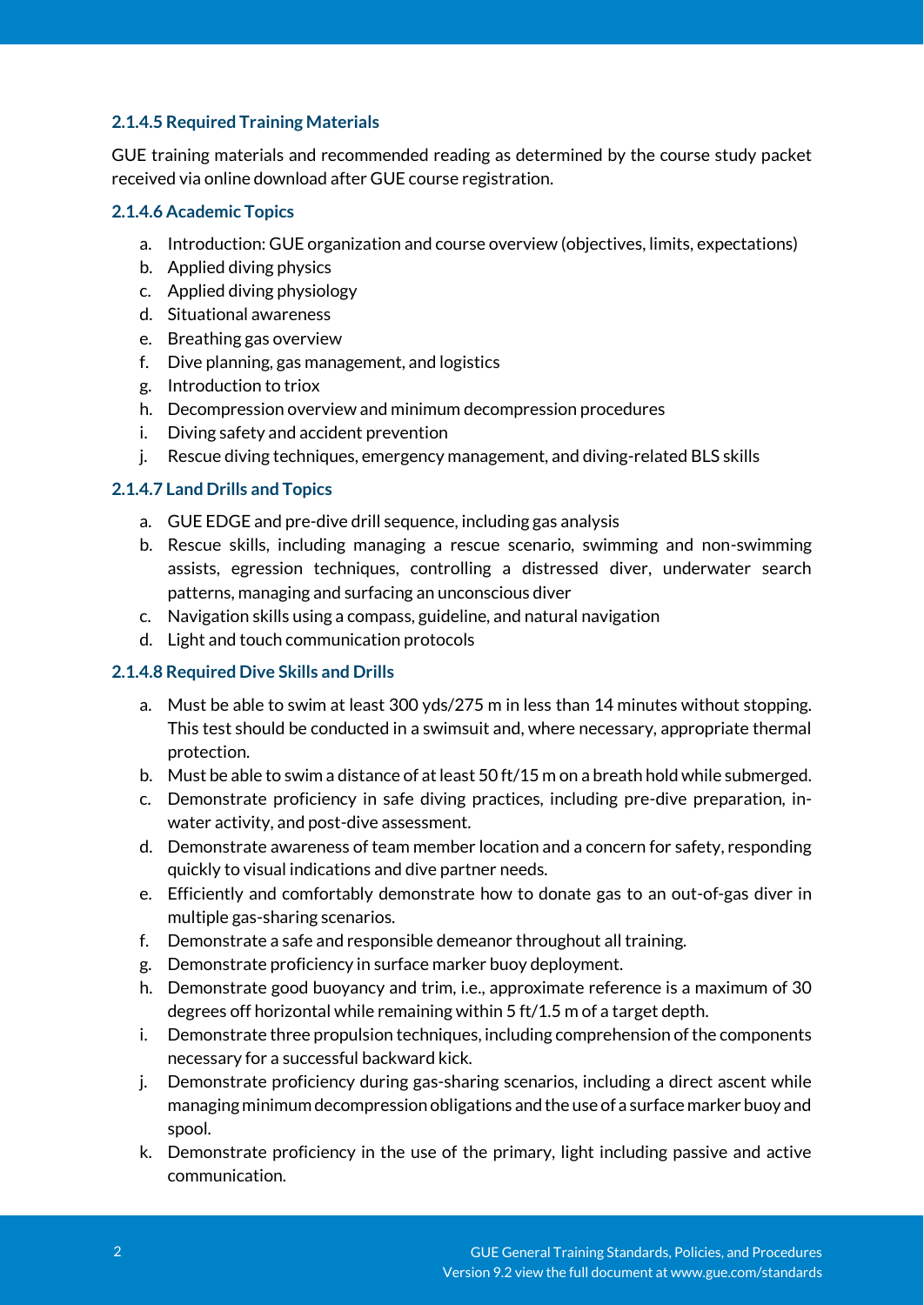#### 2.1.4.5 Required Training Materials

GUE training materials and recommended reading as determined by the course study packet received via online download after GUE course registration.

#### 2.1.4.6 Academic Topics

a. Introduction: GUE organization and course overview (objectives, limits, expectations)
b. Applied diving physics
c. Applied diving physiology
d. Situational awareness
e. Breathing gas overview
f. Dive planning, gas management, and logistics
g. Introduction to triox
h. Decompression overview and minimum decompression procedures
i. Diving safety and accident prevention
j. Rescue diving techniques, emergency management, and diving-related BLS skills

#### 2.1.4.7 Land Drills and Topics

a. GUE EDGE and pre-dive drill sequence, including gas analysis
b. Rescue skills, including managing a rescue scenario, swimming and non-swimming assists, egression techniques, controlling a distressed diver, underwater search patterns, managing and surfacing an unconscious diver
c. Navigation skills using a compass, guideline, and natural navigation
d. Light and touch communication protocols

#### 2.1.4.8 Required Dive Skills and Drills

a. Must be able to swim at least 300 yds/275 m in less than 14 minutes without stopping. This test should be conducted in a swimsuit and, where necessary, appropriate thermal protection.
b. Must be able to swim a distance of at least 50 ft/15 m on a breath hold while submerged.
c. Demonstrate proficiency in safe diving practices, including pre-dive preparation, in-water activity, and post-dive assessment.
d. Demonstrate awareness of team member location and a concern for safety, responding quickly to visual indications and dive partner needs.
e. Efficiently and comfortably demonstrate how to donate gas to an out-of-gas diver in multiple gas-sharing scenarios.
f. Demonstrate a safe and responsible demeanor throughout all training.
g. Demonstrate proficiency in surface marker buoy deployment.
h. Demonstrate good buoyancy and trim, i.e., approximate reference is a maximum of 30 degrees off horizontal while remaining within 5 ft/1.5 m of a target depth.
i. Demonstrate three propulsion techniques, including comprehension of the components necessary for a successful backward kick.
j. Demonstrate proficiency during gas-sharing scenarios, including a direct ascent while managing minimum decompression obligations and the use of a surface marker buoy and spool.
k. Demonstrate proficiency in the use of the primary, light including passive and active communication.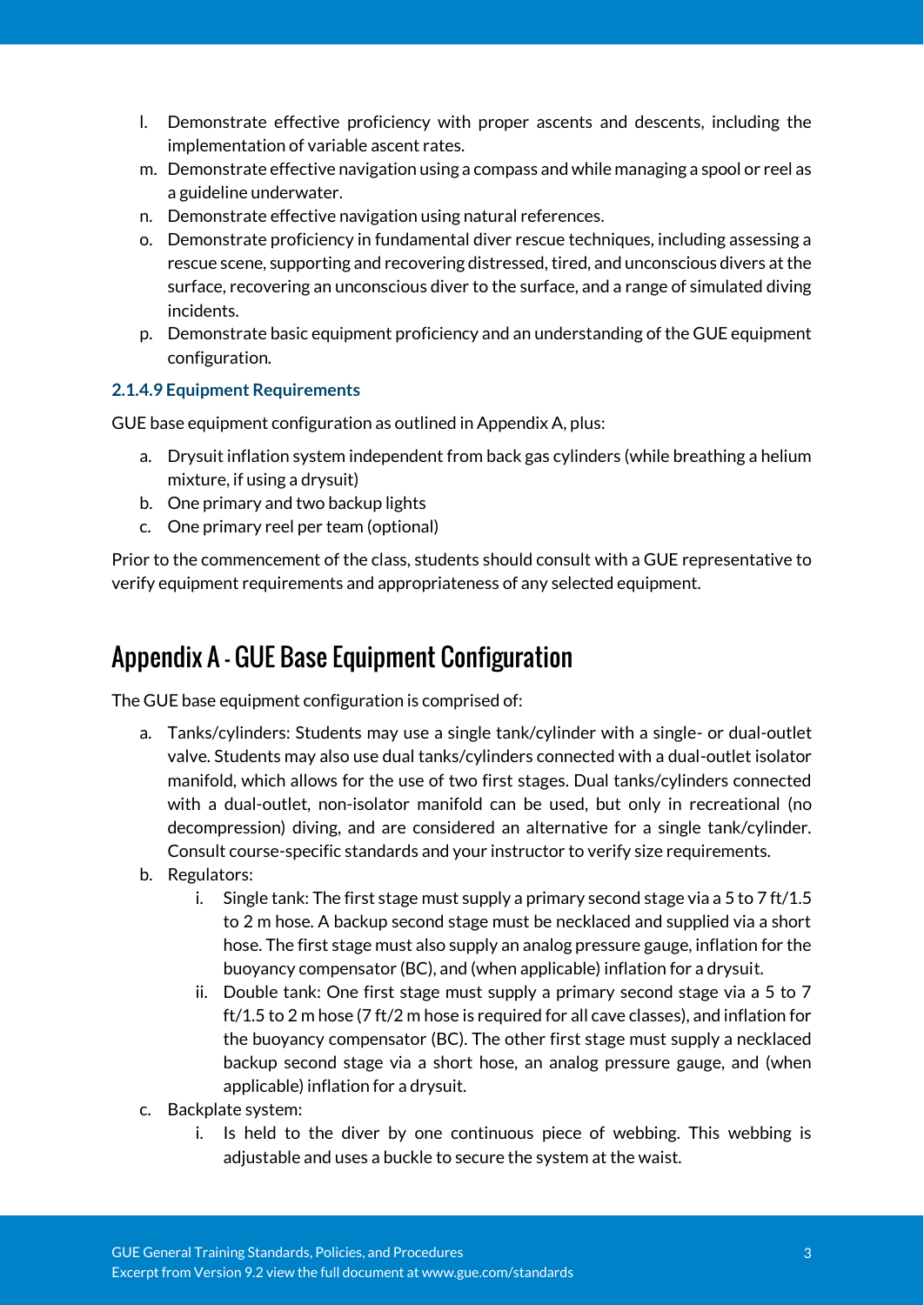l. Demonstrate effective proficiency with proper ascents and descents, including the implementation of variable ascent rates.
m. Demonstrate effective navigation using a compass and while managing a spool or reel as a guideline underwater.
n. Demonstrate effective navigation using natural references.
o. Demonstrate proficiency in fundamental diver rescue techniques, including assessing a rescue scene, supporting and recovering distressed, tired, and unconscious divers at the surface, recovering an unconscious diver to the surface, and a range of simulated diving incidents.
p. Demonstrate basic equipment proficiency and an understanding of the GUE equipment configuration.

#### 2.1.4.9 Equipment Requirements

GUE base equipment configuration as outlined in Appendix A, plus:

a. Drysuit inflation system independent from back gas cylinders (while breathing a helium mixture, if using a drysuit)
b. One primary and two backup lights
c. One primary reel per team (optional)

Prior to the commencement of the class, students should consult with a GUE representative to verify equipment requirements and appropriateness of any selected equipment.

# Appendix A - GUE Base Equipment Configuration

The GUE base equipment configuration is comprised of:

a. Tanks/cylinders: Students may use a single tank/cylinder with a single- or dual-outlet valve. Students may also use dual tanks/cylinders connected with a dual-outlet isolator manifold, which allows for the use of two first stages. Dual tanks/cylinders connected with a dual-outlet, non-isolator manifold can be used, but only in recreational (no decompression) diving, and are considered an alternative for a single tank/cylinder. Consult course-specific standards and your instructor to verify size requirements.
b. Regulators:
    i. Single tank: The first stage must supply a primary second stage via a 5 to 7 ft/1.5 to 2 m hose. A backup second stage must be necklaced and supplied via a short hose. The first stage must also supply an analog pressure gauge, inflation for the buoyancy compensator (BC), and (when applicable) inflation for a drysuit.
    ii. Double tank: One first stage must supply a primary second stage via a 5 to 7 ft/1.5 to 2 m hose (7 ft/2 m hose is required for all cave classes), and inflation for the buoyancy compensator (BC). The other first stage must supply a necklaced backup second stage via a short hose, an analog pressure gauge, and (when applicable) inflation for a drysuit.
c. Backplate system:
    i. Is held to the diver by one continuous piece of webbing. This webbing is adjustable and uses a buckle to secure the system at the waist.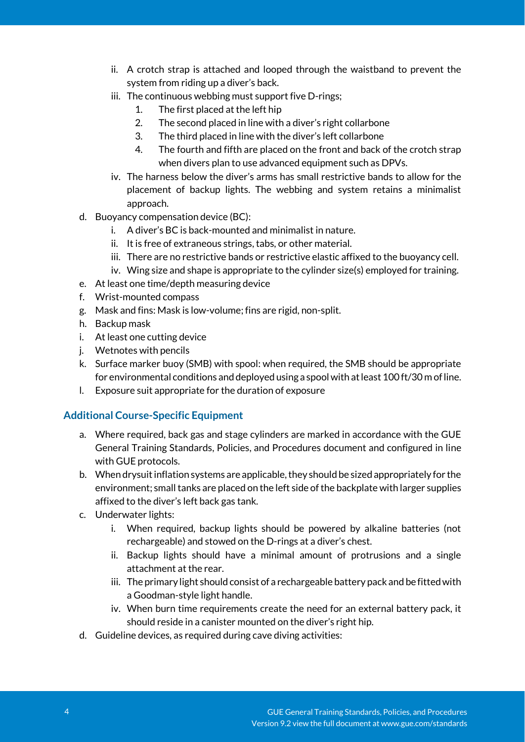ii. A crotch strap is attached and looped through the waistband to prevent the system from riding up a diver's back.
   iii. The continuous webbing must support five D-rings;
      1. The first placed at the left hip
      2. The second placed in line with a diver's right collarbone
      3. The third placed in line with the diver's left collarbone
      4. The fourth and fifth are placed on the front and back of the crotch strap when divers plan to use advanced equipment such as DPVs.
   iv. The harness below the diver's arms has small restrictive bands to allow for the placement of backup lights. The webbing and system retains a minimalist approach.

d. Buoyancy compensation device (BC):
   i. A diver's BC is back-mounted and minimalist in nature.
   ii. It is free of extraneous strings, tabs, or other material.
   iii. There are no restrictive bands or restrictive elastic affixed to the buoyancy cell.
   iv. Wing size and shape is appropriate to the cylinder size(s) employed for training.

e. At least one time/depth measuring device

f. Wrist-mounted compass

g. Mask and fins: Mask is low-volume; fins are rigid, non-split.

h. Backup mask

i. At least one cutting device

j. Wetnotes with pencils

k. Surface marker buoy (SMB) with spool: when required, the SMB should be appropriate for environmental conditions and deployed using a spool with at least 100 ft/30 m of line.

l. Exposure suit appropriate for the duration of exposure

### Additional Course-Specific Equipment

a. Where required, back gas and stage cylinders are marked in accordance with the GUE General Training Standards, Policies, and Procedures document and configured in line with GUE protocols.

b. When drysuit inflation systems are applicable, they should be sized appropriately for the environment; small tanks are placed on the left side of the backplate with larger supplies affixed to the diver's left back gas tank.

c. Underwater lights:
   i. When required, backup lights should be powered by alkaline batteries (not rechargeable) and stowed on the D-rings at a diver's chest.
   ii. Backup lights should have a minimal amount of protrusions and a single attachment at the rear.
   iii. The primary light should consist of a rechargeable battery pack and be fitted with a Goodman-style light handle.
   iv. When burn time requirements create the need for an external battery pack, it should reside in a canister mounted on the diver's right hip.

d. Guideline devices, as required during cave diving activities: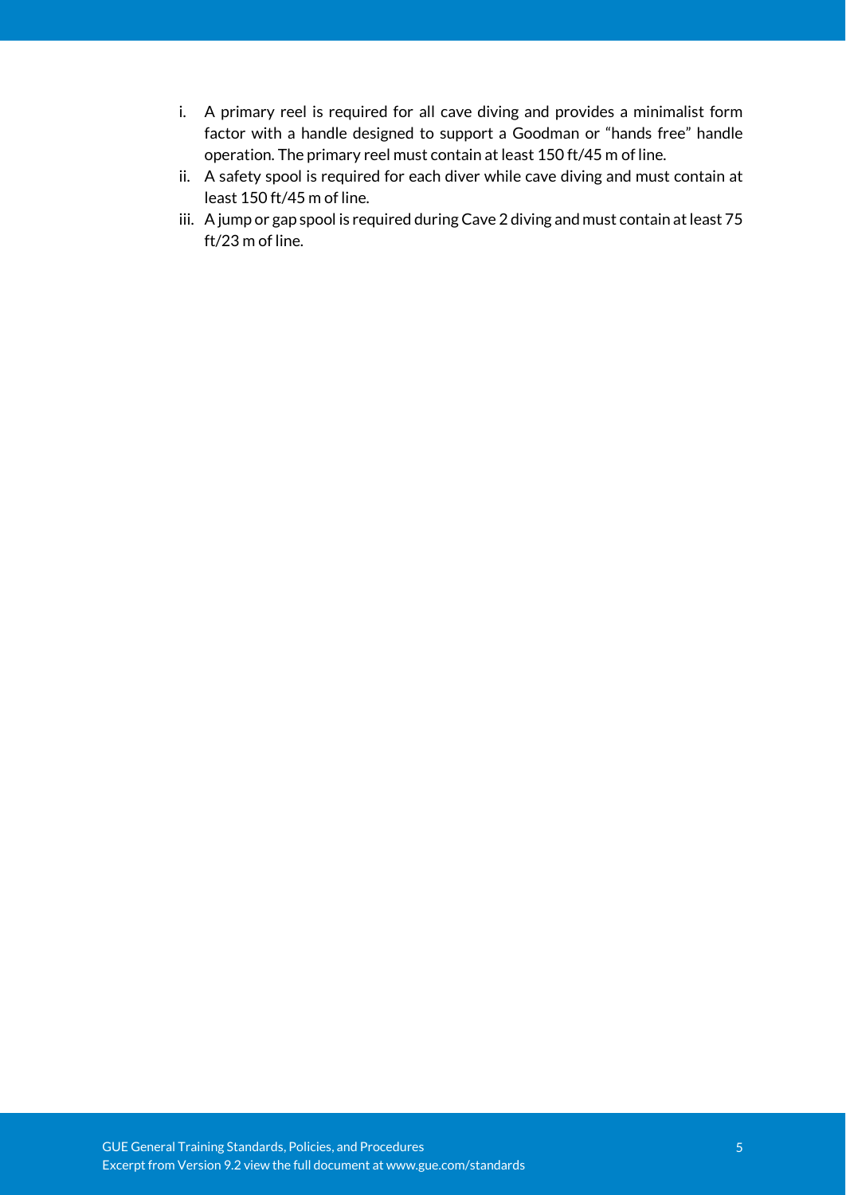i. A primary reel is required for all cave diving and provides a minimalist form factor with a handle designed to support a Goodman or "hands free" handle operation. The primary reel must contain at least 150 ft/45 m of line.
ii. A safety spool is required for each diver while cave diving and must contain at least 150 ft/45 m of line.
iii. A jump or gap spool is required during Cave 2 diving and must contain at least 75 ft/23 m of line.